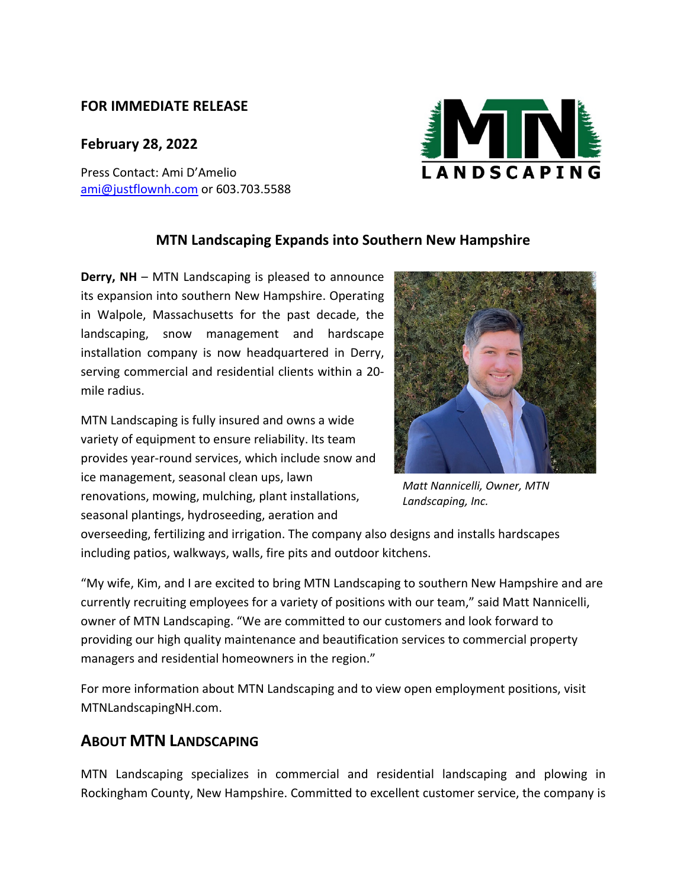**FOR IMMEDIATE RELEASE**

**February 28, 2022**

Press Contact: Ami D'Amelio
ami@justflownh.com or 603.703.5588

## MTN Landscaping Expands into Southern New Hampshire

**Derry, NH** – MTN Landscaping is pleased to announce its expansion into southern New Hampshire. Operating in Walpole, Massachusetts for the past decade, the landscaping, snow management and hardscape installation company is now headquartered in Derry, serving commercial and residential clients within a 20-mile radius.

MTN Landscaping is fully insured and owns a wide variety of equipment to ensure reliability. Its team provides year-round services, which include snow and ice management, seasonal clean ups, lawn renovations, mowing, mulching, plant installations, seasonal plantings, hydroseeding, aeration and overseeding, fertilizing and irrigation. The company also designs and installs hardscapes including patios, walkways, walls, fire pits and outdoor kitchens.

*Matt Nannicelli, Owner, MTN Landscaping, Inc.*

"My wife, Kim, and I are excited to bring MTN Landscaping to southern New Hampshire and are currently recruiting employees for a variety of positions with our team," said Matt Nannicelli, owner of MTN Landscaping. "We are committed to our customers and look forward to providing our high quality maintenance and beautification services to commercial property managers and residential homeowners in the region."

For more information about MTN Landscaping and to view open employment positions, visit MTNLandscapingNH.com.

## About MTN Landscaping

MTN Landscaping specializes in commercial and residential landscaping and plowing in Rockingham County, New Hampshire. Committed to excellent customer service, the company is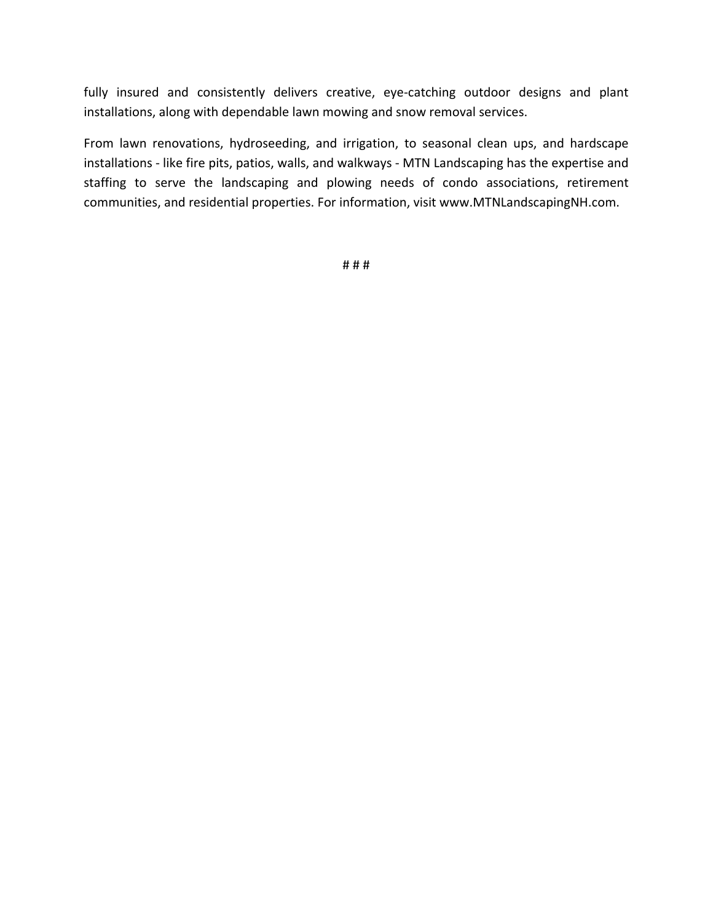fully insured and consistently delivers creative, eye-catching outdoor designs and plant installations, along with dependable lawn mowing and snow removal services.

From lawn renovations, hydroseeding, and irrigation, to seasonal clean ups, and hardscape installations - like fire pits, patios, walls, and walkways - MTN Landscaping has the expertise and staffing to serve the landscaping and plowing needs of condo associations, retirement communities, and residential properties. For information, visit www.MTNLandscapingNH.com.

# # #